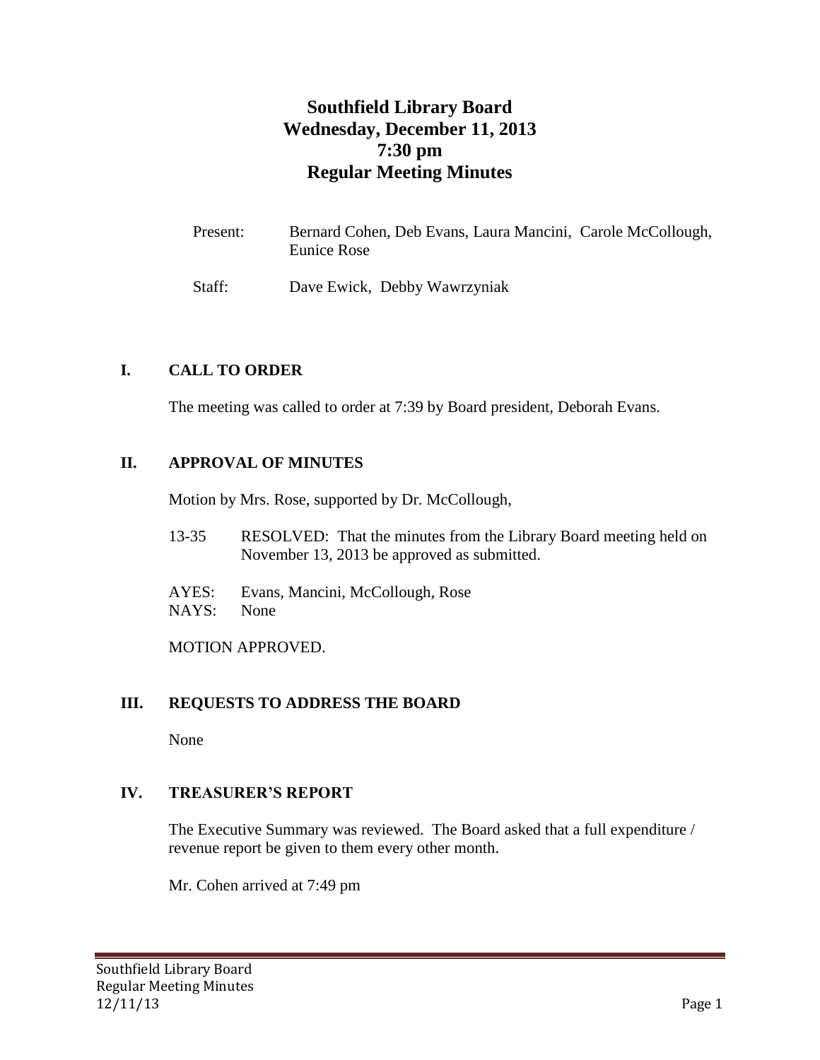# Southfield Library Board
# Wednesday, December 11, 2013
# 7:30 pm
# Regular Meeting Minutes

Present: Bernard Cohen, Deb Evans, Laura Mancini, Carole McCollough, Eunice Rose

Staff: Dave Ewick, Debby Wawrzyniak

## I. CALL TO ORDER

The meeting was called to order at 7:39 by Board president, Deborah Evans.

## II. APPROVAL OF MINUTES

Motion by Mrs. Rose, supported by Dr. McCollough,

13-35 RESOLVED: That the minutes from the Library Board meeting held on November 13, 2013 be approved as submitted.

AYES: Evans, Mancini, McCollough, Rose
NAYS: None

MOTION APPROVED.

## III. REQUESTS TO ADDRESS THE BOARD

None

## IV. TREASURER'S REPORT

The Executive Summary was reviewed. The Board asked that a full expenditure / revenue report be given to them every other month.

Mr. Cohen arrived at 7:49 pm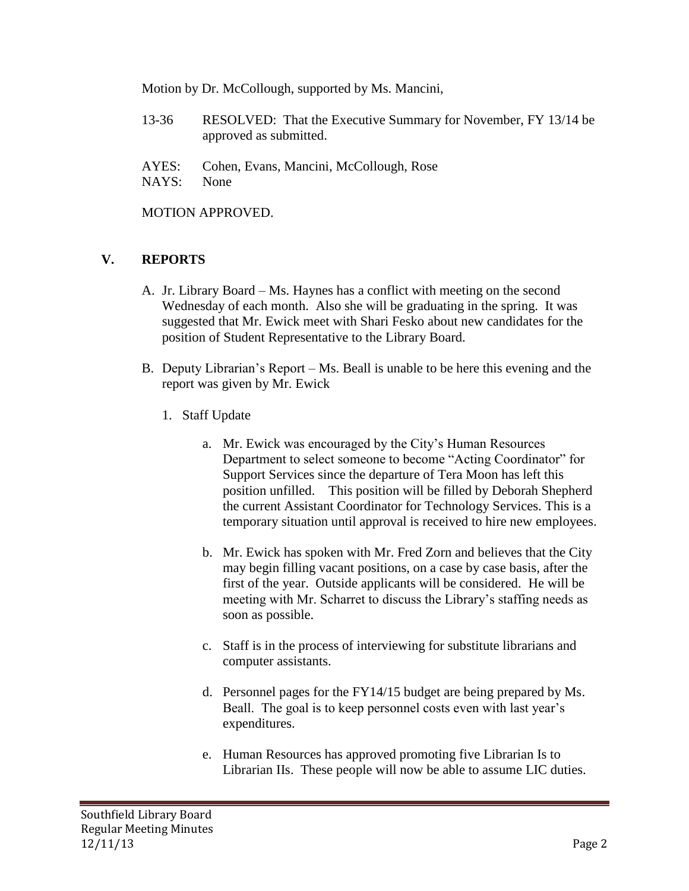Motion by Dr. McCollough, supported by Ms. Mancini,

13-36 RESOLVED: That the Executive Summary for November, FY 13/14 be approved as submitted.

AYES: Cohen, Evans, Mancini, McCollough, Rose
NAYS: None

MOTION APPROVED.

## V. REPORTS

A. Jr. Library Board – Ms. Haynes has a conflict with meeting on the second Wednesday of each month. Also she will be graduating in the spring. It was suggested that Mr. Ewick meet with Shari Fesko about new candidates for the position of Student Representative to the Library Board.

B. Deputy Librarian's Report – Ms. Beall is unable to be here this evening and the report was given by Mr. Ewick

1. Staff Update

   a. Mr. Ewick was encouraged by the City's Human Resources Department to select someone to become "Acting Coordinator" for Support Services since the departure of Tera Moon has left this position unfilled. This position will be filled by Deborah Shepherd the current Assistant Coordinator for Technology Services. This is a temporary situation until approval is received to hire new employees.

   b. Mr. Ewick has spoken with Mr. Fred Zorn and believes that the City may begin filling vacant positions, on a case by case basis, after the first of the year. Outside applicants will be considered. He will be meeting with Mr. Scharret to discuss the Library's staffing needs as soon as possible.

   c. Staff is in the process of interviewing for substitute librarians and computer assistants.

   d. Personnel pages for the FY14/15 budget are being prepared by Ms. Beall. The goal is to keep personnel costs even with last year's expenditures.

   e. Human Resources has approved promoting five Librarian Is to Librarian IIs. These people will now be able to assume LIC duties.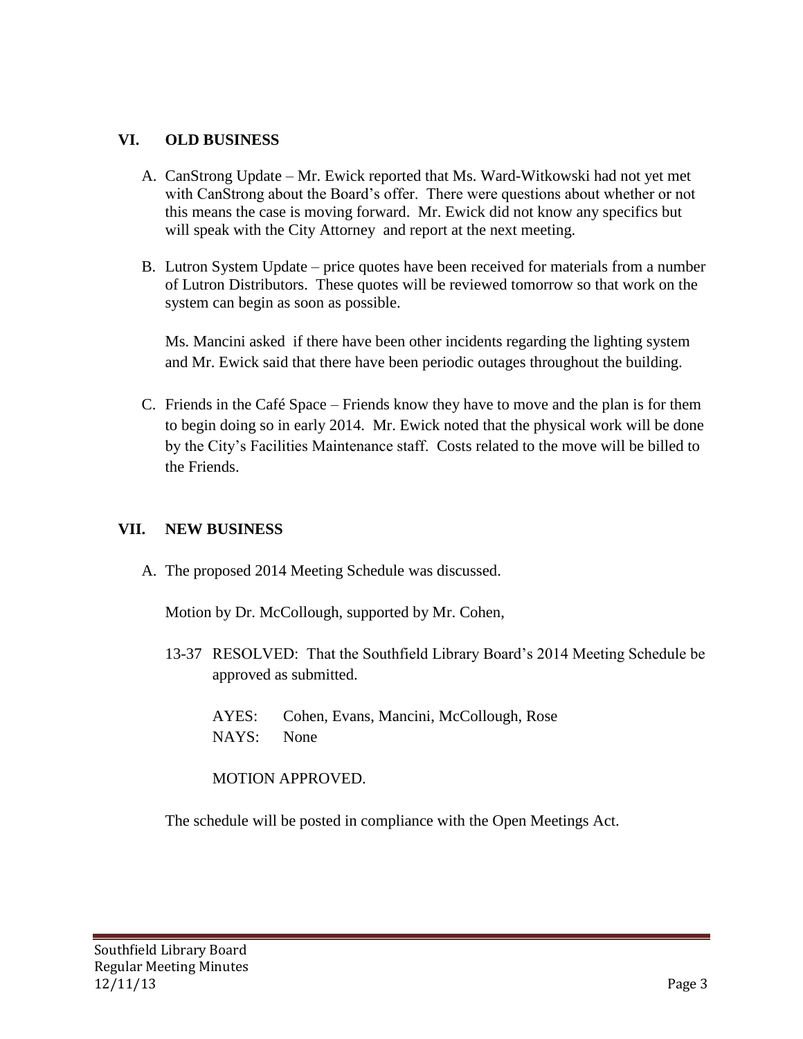## VI. OLD BUSINESS

A. CanStrong Update – Mr. Ewick reported that Ms. Ward-Witkowski had not yet met with CanStrong about the Board's offer. There were questions about whether or not this means the case is moving forward. Mr. Ewick did not know any specifics but will speak with the City Attorney and report at the next meeting.

B. Lutron System Update – price quotes have been received for materials from a number of Lutron Distributors. These quotes will be reviewed tomorrow so that work on the system can begin as soon as possible.

   Ms. Mancini asked if there have been other incidents regarding the lighting system and Mr. Ewick said that there have been periodic outages throughout the building.

C. Friends in the Café Space – Friends know they have to move and the plan is for them to begin doing so in early 2014. Mr. Ewick noted that the physical work will be done by the City's Facilities Maintenance staff. Costs related to the move will be billed to the Friends.

## VII. NEW BUSINESS

A. The proposed 2014 Meeting Schedule was discussed.

   Motion by Dr. McCollough, supported by Mr. Cohen,

   13-37 RESOLVED: That the Southfield Library Board's 2014 Meeting Schedule be approved as submitted.

   AYES: Cohen, Evans, Mancini, McCollough, Rose
   NAYS: None

   MOTION APPROVED.

   The schedule will be posted in compliance with the Open Meetings Act.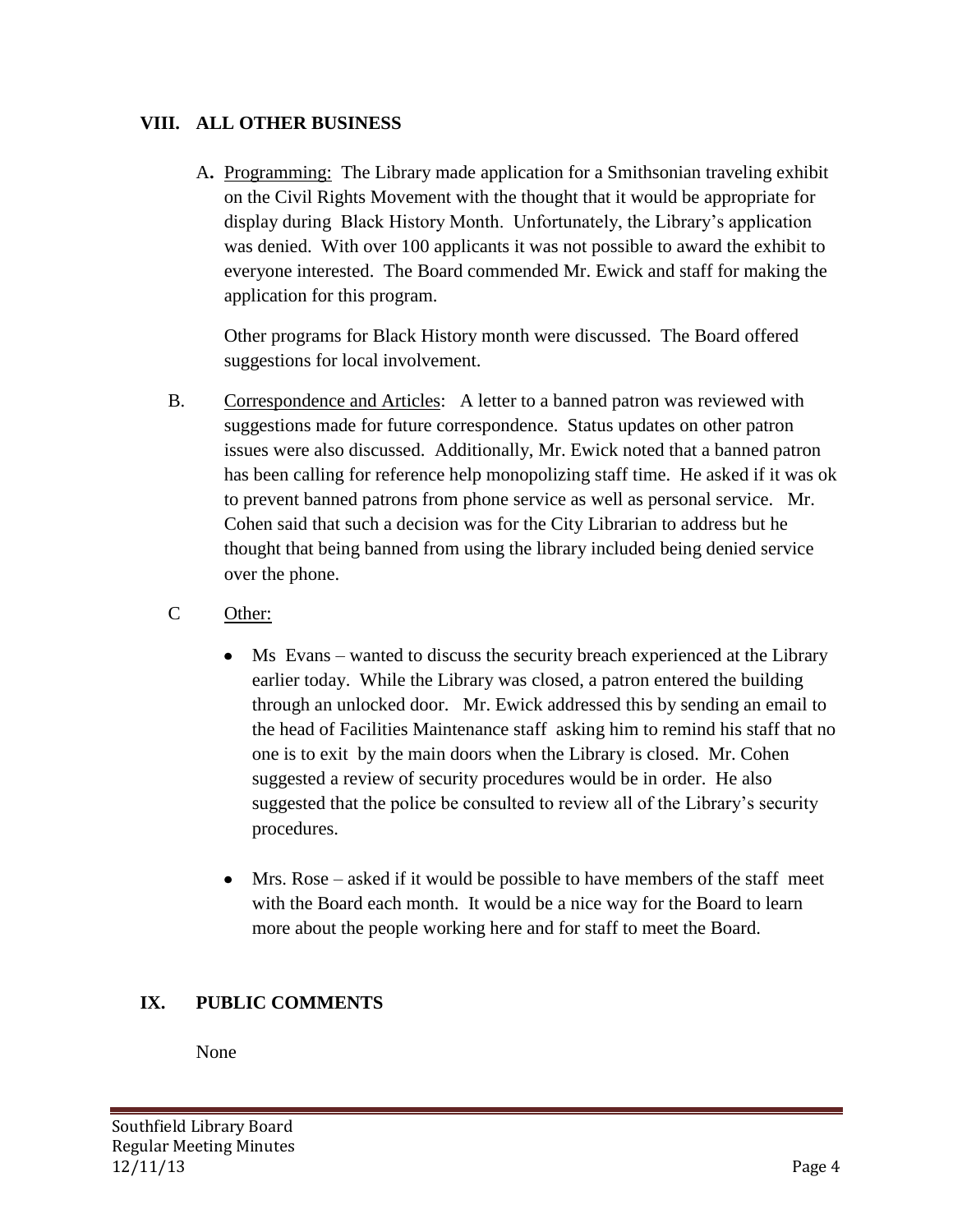## VIII. ALL OTHER BUSINESS

A. <u>Programming:</u> The Library made application for a Smithsonian traveling exhibit on the Civil Rights Movement with the thought that it would be appropriate for display during Black History Month. Unfortunately, the Library's application was denied. With over 100 applicants it was not possible to award the exhibit to everyone interested. The Board commended Mr. Ewick and staff for making the application for this program.

Other programs for Black History month were discussed. The Board offered suggestions for local involvement.

B. <u>Correspondence and Articles</u>: A letter to a banned patron was reviewed with suggestions made for future correspondence. Status updates on other patron issues were also discussed. Additionally, Mr. Ewick noted that a banned patron has been calling for reference help monopolizing staff time. He asked if it was ok to prevent banned patrons from phone service as well as personal service. Mr. Cohen said that such a decision was for the City Librarian to address but he thought that being banned from using the library included being denied service over the phone.

C <u>Other:</u>

- Ms Evans – wanted to discuss the security breach experienced at the Library earlier today. While the Library was closed, a patron entered the building through an unlocked door. Mr. Ewick addressed this by sending an email to the head of Facilities Maintenance staff asking him to remind his staff that no one is to exit by the main doors when the Library is closed. Mr. Cohen suggested a review of security procedures would be in order. He also suggested that the police be consulted to review all of the Library's security procedures.

- Mrs. Rose – asked if it would be possible to have members of the staff meet with the Board each month. It would be a nice way for the Board to learn more about the people working here and for staff to meet the Board.

## IX. PUBLIC COMMENTS

None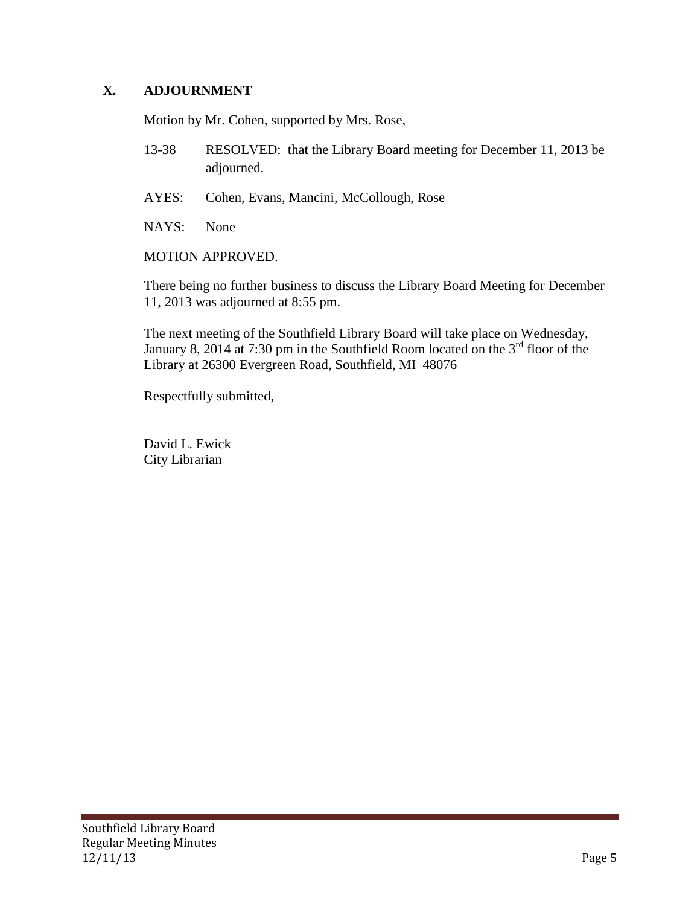## X. ADJOURNMENT

Motion by Mr. Cohen, supported by Mrs. Rose,

13-38 RESOLVED: that the Library Board meeting for December 11, 2013 be adjourned.

AYES: Cohen, Evans, Mancini, McCollough, Rose

NAYS: None

MOTION APPROVED.

There being no further business to discuss the Library Board Meeting for December 11, 2013 was adjourned at 8:55 pm.

The next meeting of the Southfield Library Board will take place on Wednesday, January 8, 2014 at 7:30 pm in the Southfield Room located on the 3rd floor of the Library at 26300 Evergreen Road, Southfield, MI 48076

Respectfully submitted,

David L. Ewick
City Librarian